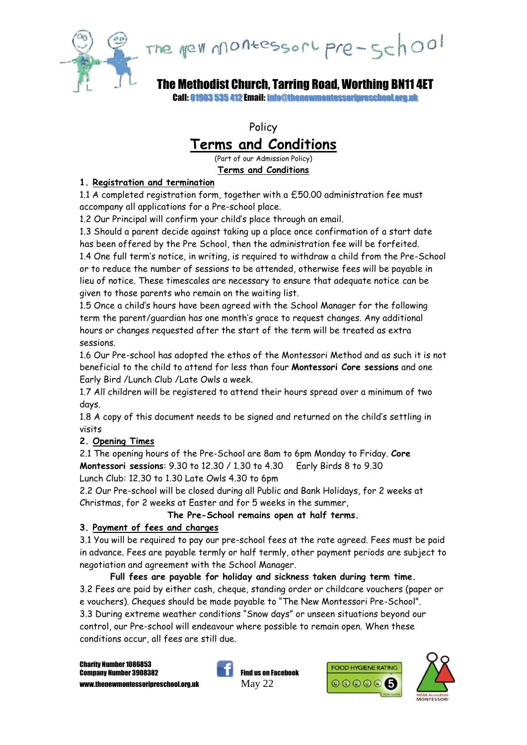The new montessori pre-school

**The Methodist Church, Tarring Road, Worthing BN11 4ET**

**Call: 01903 535 412 Email: info@thenewmontessoripreschool.org.uk**

Policy

# Terms and Conditions

(Part of our Admission Policy)

**Terms and Conditions**

## 1. Registration and termination

1.1 A completed registration form, together with a £50.00 administration fee must accompany all applications for a Pre-school place.

1.2 Our Principal will confirm your child's place through an email.

1.3 Should a parent decide against taking up a place once confirmation of a start date has been offered by the Pre School, then the administration fee will be forfeited.

1.4 One full term's notice, in writing, is required to withdraw a child from the Pre-School or to reduce the number of sessions to be attended, otherwise fees will be payable in lieu of notice. These timescales are necessary to ensure that adequate notice can be given to those parents who remain on the waiting list.

1.5 Once a child's hours have been agreed with the School Manager for the following term the parent/guardian has one month's grace to request changes. Any additional hours or changes requested after the start of the term will be treated as extra sessions.

1.6 Our Pre-school has adopted the ethos of the Montessori Method and as such it is not beneficial to the child to attend for less than four **Montessori Core sessions** and one Early Bird /Lunch Club /Late Owls a week.

1.7 All children will be registered to attend their hours spread over a minimum of two days.

1.8 A copy of this document needs to be signed and returned on the child's settling in visits

## 2. Opening Times

2.1 The opening hours of the Pre-School are 8am to 6pm Monday to Friday. **Core Montessori sessions**: 9.30 to 12.30 / 1.30 to 4.30 Early Birds 8 to 9.30 Lunch Club: 12.30 to 1.30 Late Owls 4.30 to 6pm

2.2 Our Pre-school will be closed during all Public and Bank Holidays, for 2 weeks at Christmas, for 2 weeks at Easter and for 5 weeks in the summer,

**The Pre-School remains open at half terms.**

## 3. Payment of fees and charges

3.1 You will be required to pay our pre-school fees at the rate agreed. Fees must be paid in advance. Fees are payable termly or half termly, other payment periods are subject to negotiation and agreement with the School Manager.

**Full fees are payable for holiday and sickness taken during term time.**

3.2 Fees are paid by either cash, cheque, standing order or childcare vouchers (paper or e vouchers). Cheques should be made payable to "The New Montessori Pre-School".

3.3 During extreme weather conditions "Snow days" or unseen situations beyond our control, our Pre-school will endeavour where possible to remain open. When these conditions occur, all fees are still due.

**Charity Number 1086853**
**Company Number 3908382**
**www.thenewmontessoripreschool.org.uk**

**Find us on Facebook**

May 22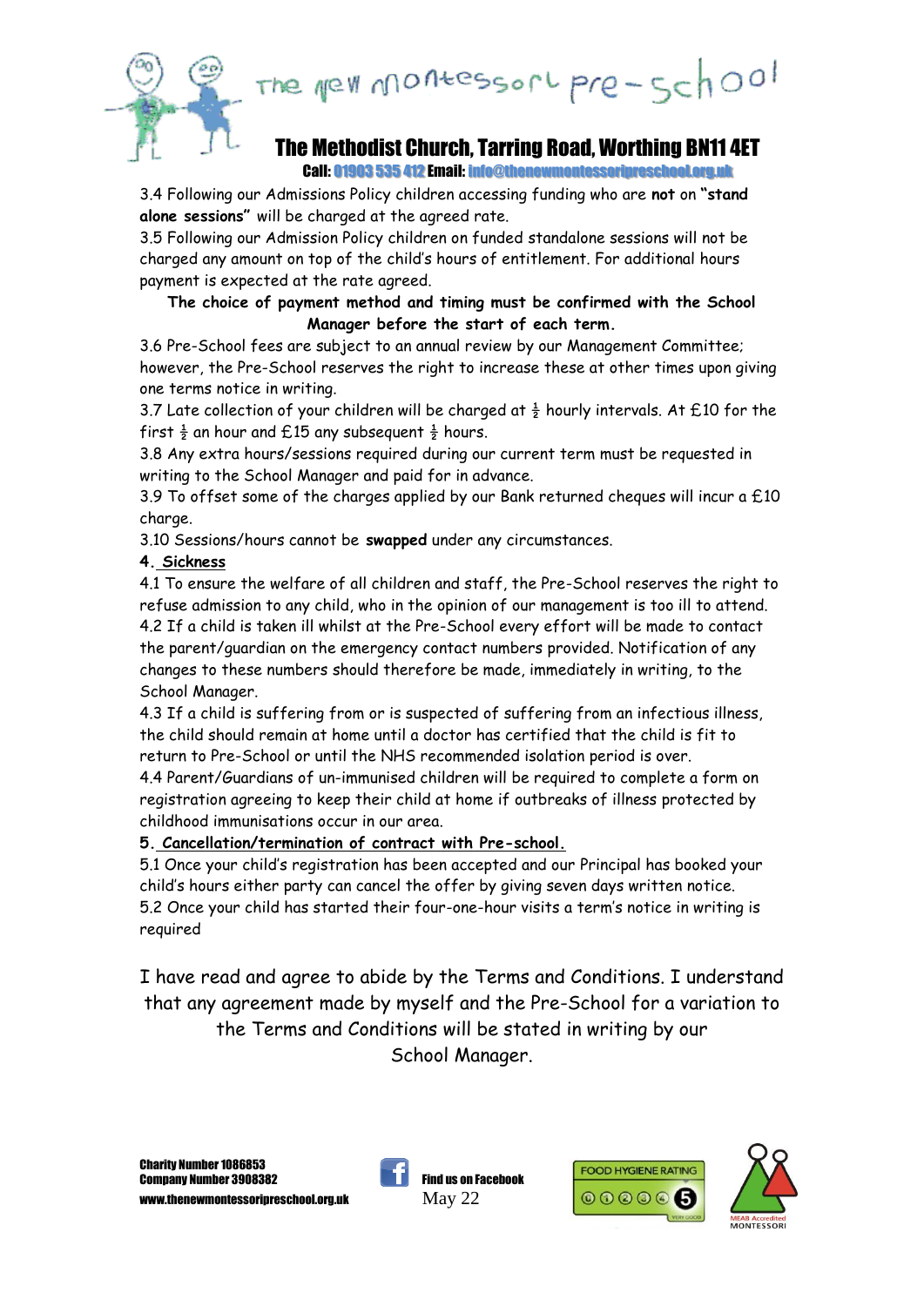3.4 Following our Admissions Policy children accessing funding who are **not** on **"stand alone sessions"** will be charged at the agreed rate.

3.5 Following our Admission Policy children on funded standalone sessions will not be charged any amount on top of the child's hours of entitlement. For additional hours payment is expected at the rate agreed.

**The choice of payment method and timing must be confirmed with the School Manager before the start of each term.**

3.6 Pre-School fees are subject to an annual review by our Management Committee; however, the Pre-School reserves the right to increase these at other times upon giving one terms notice in writing.

3.7 Late collection of your children will be charged at ½ hourly intervals. At £10 for the first ½ an hour and £15 any subsequent ½ hours.

3.8 Any extra hours/sessions required during our current term must be requested in writing to the School Manager and paid for in advance.

3.9 To offset some of the charges applied by our Bank returned cheques will incur a £10 charge.

3.10 Sessions/hours cannot be **swapped** under any circumstances.

**4. <u>Sickness</u>**

4.1 To ensure the welfare of all children and staff, the Pre-School reserves the right to refuse admission to any child, who in the opinion of our management is too ill to attend.

4.2 If a child is taken ill whilst at the Pre-School every effort will be made to contact the parent/guardian on the emergency contact numbers provided. Notification of any changes to these numbers should therefore be made, immediately in writing, to the School Manager.

4.3 If a child is suffering from or is suspected of suffering from an infectious illness, the child should remain at home until a doctor has certified that the child is fit to return to Pre-School or until the NHS recommended isolation period is over.

4.4 Parent/Guardians of un-immunised children will be required to complete a form on registration agreeing to keep their child at home if outbreaks of illness protected by childhood immunisations occur in our area.

**5. <u>Cancellation/termination of contract with Pre-school.</u>**

5.1 Once your child's registration has been accepted and our Principal has booked your child's hours either party can cancel the offer by giving seven days written notice.

5.2 Once your child has started their four-one-hour visits a term's notice in writing is required

I have read and agree to abide by the Terms and Conditions. I understand that any agreement made by myself and the Pre-School for a variation to the Terms and Conditions will be stated in writing by our School Manager.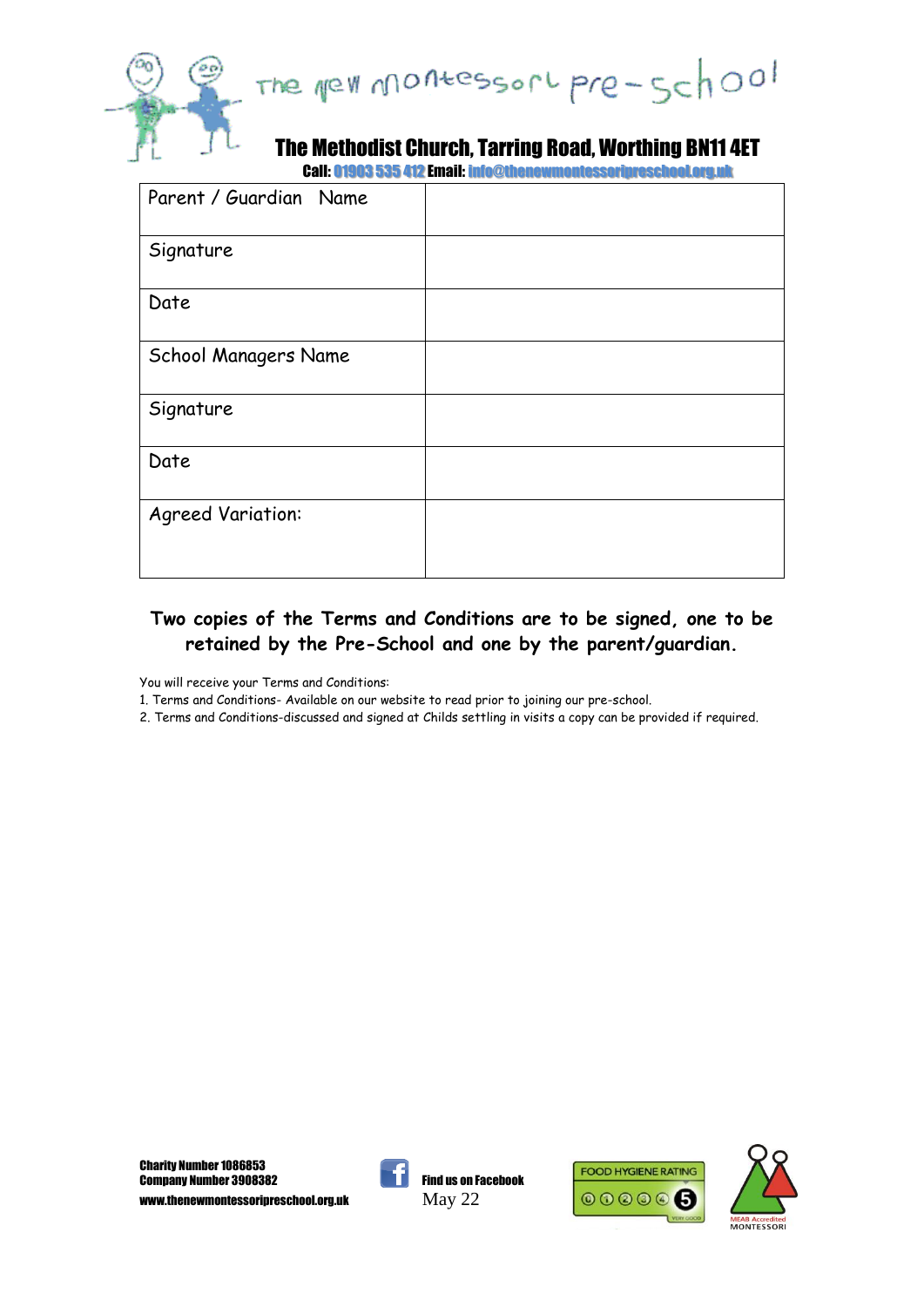| | |
|---|---|
| Parent / Guardian Name | |
| Signature | |
| Date | |
| School Managers Name | |
| Signature | |
| Date | |
| Agreed Variation: | |

**Two copies of the Terms and Conditions are to be signed, one to be retained by the Pre-School and one by the parent/guardian.**

You will receive your Terms and Conditions:

1. Terms and Conditions- Available on our website to read prior to joining our pre-school.
2. Terms and Conditions-discussed and signed at Childs settling in visits a copy can be provided if required.